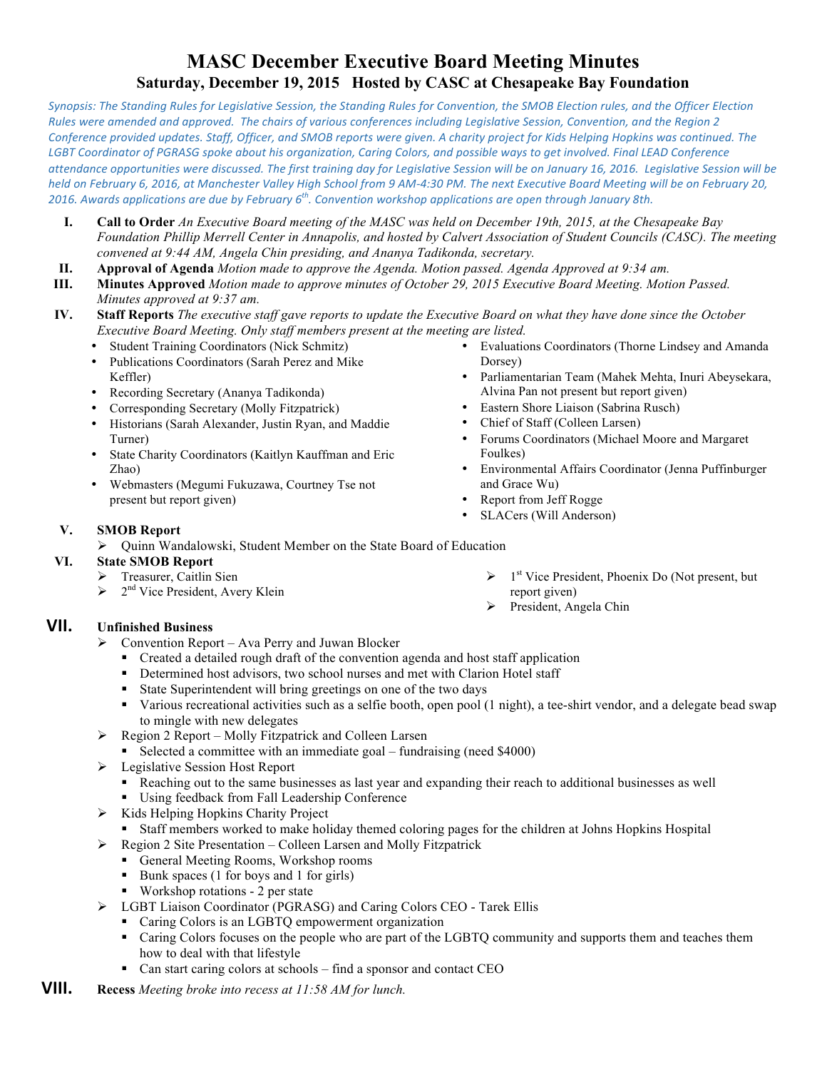# MASC December Executive Board Meeting Minutes

## Saturday, December 19, 2015 Hosted by CASC at Chesapeake Bay Foundation

*Synopsis: The Standing Rules for Legislative Session, the Standing Rules for Convention, the SMOB Election rules, and the Officer Election Rules were amended and approved. The chairs of various conferences including Legislative Session, Convention, and the Region 2 Conference provided updates. Staff, Officer, and SMOB reports were given. A charity project for Kids Helping Hopkins was continued. The LGBT Coordinator of PGRASG spoke about his organization, Caring Colors, and possible ways to get involved. Final LEAD Conference attendance opportunities were discussed. The first training day for Legislative Session will be on January 16, 2016. Legislative Session will be held on February 6, 2016, at Manchester Valley High School from 9 AM-4:30 PM. The next Executive Board Meeting will be on February 20, 2016. Awards applications are due by February 6th. Convention workshop applications are open through January 8th.*

I. **Call to Order** *An Executive Board meeting of the MASC was held on December 19th, 2015, at the Chesapeake Bay Foundation Phillip Merrell Center in Annapolis, and hosted by Calvert Association of Student Councils (CASC). The meeting convened at 9:44 AM, Angela Chin presiding, and Ananya Tadikonda, secretary.*

II. **Approval of Agenda** *Motion made to approve the Agenda. Motion passed. Agenda Approved at 9:34 am.*

III. **Minutes Approved** *Motion made to approve minutes of October 29, 2015 Executive Board Meeting. Motion Passed. Minutes approved at 9:37 am.*

IV. **Staff Reports** *The executive staff gave reports to update the Executive Board on what they have done since the October Executive Board Meeting. Only staff members present at the meeting are listed.*

- Student Training Coordinators (Nick Schmitz)
- Publications Coordinators (Sarah Perez and Mike Keffler)
- Recording Secretary (Ananya Tadikonda)
- Corresponding Secretary (Molly Fitzpatrick)
- Historians (Sarah Alexander, Justin Ryan, and Maddie Turner)
- State Charity Coordinators (Kaitlyn Kauffman and Eric Zhao)
- Webmasters (Megumi Fukuzawa, Courtney Tse not present but report given)
- Evaluations Coordinators (Thorne Lindsey and Amanda Dorsey)
- Parliamentarian Team (Mahek Mehta, Inuri Abeysekara, Alvina Pan not present but report given)
- Eastern Shore Liaison (Sabrina Rusch)
- Chief of Staff (Colleen Larsen)
- Forums Coordinators (Michael Moore and Margaret Foulkes)
- Environmental Affairs Coordinator (Jenna Puffinburger and Grace Wu)
- Report from Jeff Rogge
- SLACers (Will Anderson)

V. **SMOB Report**

- Quinn Wandalowski, Student Member on the State Board of Education

VI. **State SMOB Report**

- Treasurer, Caitlin Sien
- 2nd Vice President, Avery Klein
- 1st Vice President, Phoenix Do (Not present, but report given)
- President, Angela Chin

VII. **Unfinished Business**

- Convention Report – Ava Perry and Juwan Blocker
  - Created a detailed rough draft of the convention agenda and host staff application
  - Determined host advisors, two school nurses and met with Clarion Hotel staff
  - State Superintendent will bring greetings on one of the two days
  - Various recreational activities such as a selfie booth, open pool (1 night), a tee-shirt vendor, and a delegate bead swap to mingle with new delegates
- Region 2 Report – Molly Fitzpatrick and Colleen Larsen
  - Selected a committee with an immediate goal – fundraising (need $4000)
- Legislative Session Host Report
  - Reaching out to the same businesses as last year and expanding their reach to additional businesses as well
  - Using feedback from Fall Leadership Conference
- Kids Helping Hopkins Charity Project
  - Staff members worked to make holiday themed coloring pages for the children at Johns Hopkins Hospital
- Region 2 Site Presentation – Colleen Larsen and Molly Fitzpatrick
  - General Meeting Rooms, Workshop rooms
  - Bunk spaces (1 for boys and 1 for girls)
  - Workshop rotations - 2 per state
- LGBT Liaison Coordinator (PGRASG) and Caring Colors CEO - Tarek Ellis
  - Caring Colors is an LGBTQ empowerment organization
  - Caring Colors focuses on the people who are part of the LGBTQ community and supports them and teaches them how to deal with that lifestyle
  - Can start caring colors at schools – find a sponsor and contact CEO

VIII. **Recess** *Meeting broke into recess at 11:58 AM for lunch.*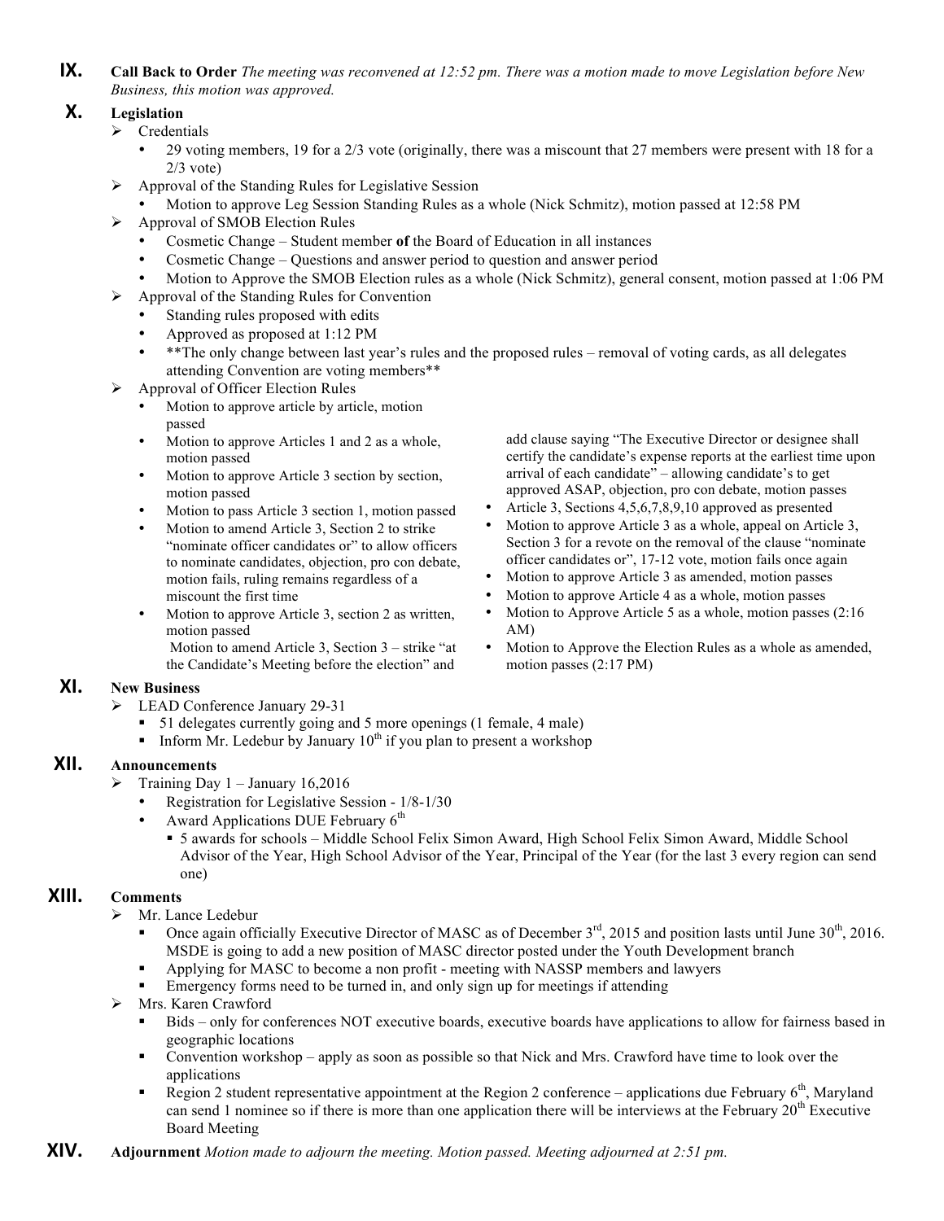## IX. Call Back to Order

*The meeting was reconvened at 12:52 pm. There was a motion made to move Legislation before New Business, this motion was approved.*

## X. Legislation

- Credentials
  - 29 voting members, 19 for a 2/3 vote (originally, there was a miscount that 27 members were present with 18 for a 2/3 vote)
- Approval of the Standing Rules for Legislative Session
  - Motion to approve Leg Session Standing Rules as a whole (Nick Schmitz), motion passed at 12:58 PM
- Approval of SMOB Election Rules
  - Cosmetic Change – Student member **of** the Board of Education in all instances
  - Cosmetic Change – Questions and answer period to question and answer period
  - Motion to Approve the SMOB Election rules as a whole (Nick Schmitz), general consent, motion passed at 1:06 PM
- Approval of the Standing Rules for Convention
  - Standing rules proposed with edits
  - Approved as proposed at 1:12 PM
  - **The only change between last year's rules and the proposed rules – removal of voting cards, as all delegates attending Convention are voting members**
- Approval of Officer Election Rules
  - Motion to approve article by article, motion passed
  - Motion to approve Articles 1 and 2 as a whole, motion passed
  - Motion to approve Article 3 section by section, motion passed
  - Motion to pass Article 3 section 1, motion passed
  - Motion to amend Article 3, Section 2 to strike "nominate officer candidates or" to allow officers to nominate candidates, objection, pro con debate, motion fails, ruling remains regardless of a miscount the first time
  - Motion to approve Article 3, section 2 as written, motion passed
    Motion to amend Article 3, Section 3 – strike "at the Candidate's Meeting before the election" and add clause saying "The Executive Director or designee shall certify the candidate's expense reports at the earliest time upon arrival of each candidate" – allowing candidate's to get approved ASAP, objection, pro con debate, motion passes
  - Article 3, Sections 4,5,6,7,8,9,10 approved as presented
  - Motion to approve Article 3 as a whole, appeal on Article 3, Section 3 for a revote on the removal of the clause "nominate officer candidates or", 17-12 vote, motion fails once again
  - Motion to approve Article 3 as amended, motion passes
  - Motion to approve Article 4 as a whole, motion passes
  - Motion to Approve Article 5 as a whole, motion passes (2:16 AM)
  - Motion to Approve the Election Rules as a whole as amended, motion passes (2:17 PM)

## XI. New Business

- LEAD Conference January 29-31
  - 51 delegates currently going and 5 more openings (1 female, 4 male)
  - Inform Mr. Ledebur by January 10th if you plan to present a workshop

## XII. Announcements

- Training Day 1 – January 16,2016
  - Registration for Legislative Session - 1/8-1/30
  - Award Applications DUE February 6th
    - 5 awards for schools – Middle School Felix Simon Award, High School Felix Simon Award, Middle School Advisor of the Year, High School Advisor of the Year, Principal of the Year (for the last 3 every region can send one)

## XIII. Comments

- Mr. Lance Ledebur
  - Once again officially Executive Director of MASC as of December 3rd, 2015 and position lasts until June 30th, 2016. MSDE is going to add a new position of MASC director posted under the Youth Development branch
  - Applying for MASC to become a non profit - meeting with NASSP members and lawyers
  - Emergency forms need to be turned in, and only sign up for meetings if attending
- Mrs. Karen Crawford
  - Bids – only for conferences NOT executive boards, executive boards have applications to allow for fairness based in geographic locations
  - Convention workshop – apply as soon as possible so that Nick and Mrs. Crawford have time to look over the applications
  - Region 2 student representative appointment at the Region 2 conference – applications due February 6th, Maryland can send 1 nominee so if there is more than one application there will be interviews at the February 20th Executive Board Meeting

## XIV. Adjournment

*Motion made to adjourn the meeting. Motion passed. Meeting adjourned at 2:51 pm.*